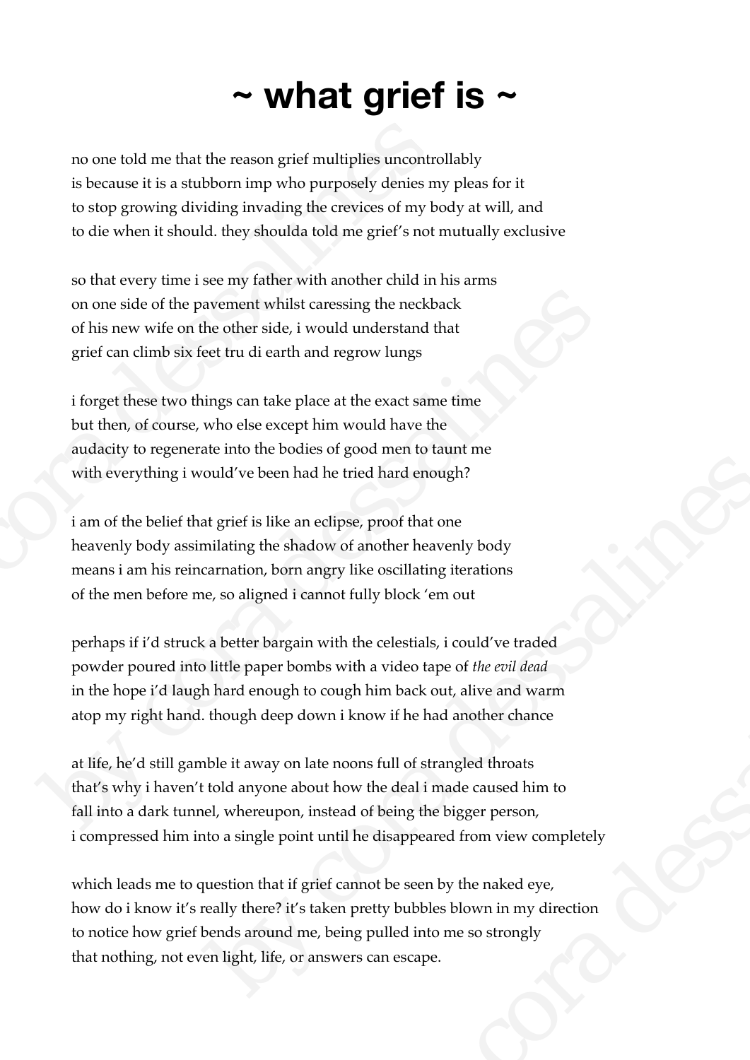# ~ what grief is ~

no one told me that the reason grief multiplies uncontrollably
is because it is a stubborn imp who purposely denies my pleas for it
to stop growing dividing invading the crevices of my body at will, and
to die when it should. they shoulda told me grief's not mutually exclusive

so that every time i see my father with another child in his arms
on one side of the pavement whilst caressing the neckback
of his new wife on the other side, i would understand that
grief can climb six feet tru di earth and regrow lungs

i forget these two things can take place at the exact same time
but then, of course, who else except him would have the
audacity to regenerate into the bodies of good men to taunt me
with everything i would've been had he tried hard enough?

i am of the belief that grief is like an eclipse, proof that one
heavenly body assimilating the shadow of another heavenly body
means i am his reincarnation, born angry like oscillating iterations
of the men before me, so aligned i cannot fully block 'em out

perhaps if i'd struck a better bargain with the celestials, i could've traded
powder poured into little paper bombs with a video tape of *the evil dead*
in the hope i'd laugh hard enough to cough him back out, alive and warm
atop my right hand. though deep down i know if he had another chance

at life, he'd still gamble it away on late noons full of strangled throats
that's why i haven't told anyone about how the deal i made caused him to
fall into a dark tunnel, whereupon, instead of being the bigger person,
i compressed him into a single point until he disappeared from view completely

which leads me to question that if grief cannot be seen by the naked eye,
how do i know it's really there? it's taken pretty bubbles blown in my direction
to notice how grief bends around me, being pulled into me so strongly
that nothing, not even light, life, or answers can escape.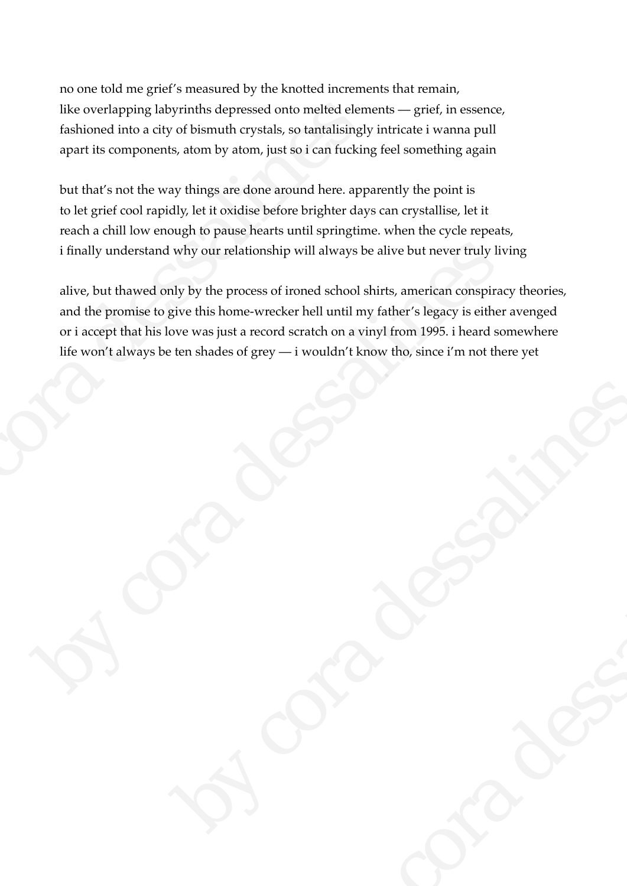no one told me grief's measured by the knotted increments that remain,
like overlapping labyrinths depressed onto melted elements — grief, in essence,
fashioned into a city of bismuth crystals, so tantalisingly intricate i wanna pull
apart its components, atom by atom, just so i can fucking feel something again

but that's not the way things are done around here. apparently the point is
to let grief cool rapidly, let it oxidise before brighter days can crystallise, let it
reach a chill low enough to pause hearts until springtime. when the cycle repeats,
i finally understand why our relationship will always be alive but never truly living

alive, but thawed only by the process of ironed school shirts, american conspiracy theories,
and the promise to give this home-wrecker hell until my father's legacy is either avenged
or i accept that his love was just a record scratch on a vinyl from 1995. i heard somewhere
life won't always be ten shades of grey — i wouldn't know tho, since i'm not there yet